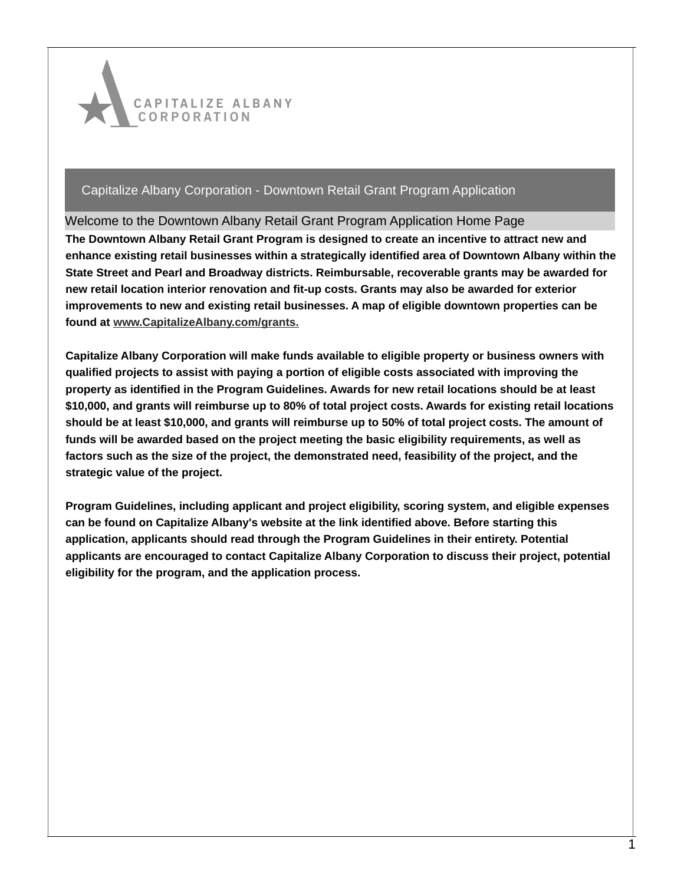# Capitalize Albany Corporation - Downtown Retail Grant Program Application

## Welcome to the Downtown Albany Retail Grant Program Application Home Page

**The Downtown Albany Retail Grant Program is designed to create an incentive to attract new and enhance existing retail businesses within a strategically identified area of Downtown Albany within the State Street and Pearl and Broadway districts. Reimbursable, recoverable grants may be awarded for new retail location interior renovation and fit-up costs. Grants may also be awarded for exterior improvements to new and existing retail businesses. A map of eligible downtown properties can be found at www.CapitalizeAlbany.com/grants.**

**Capitalize Albany Corporation will make funds available to eligible property or business owners with qualified projects to assist with paying a portion of eligible costs associated with improving the property as identified in the Program Guidelines. Awards for new retail locations should be at least $10,000, and grants will reimburse up to 80% of total project costs. Awards for existing retail locations should be at least $10,000, and grants will reimburse up to 50% of total project costs. The amount of funds will be awarded based on the project meeting the basic eligibility requirements, as well as factors such as the size of the project, the demonstrated need, feasibility of the project, and the strategic value of the project.**

**Program Guidelines, including applicant and project eligibility, scoring system, and eligible expenses can be found on Capitalize Albany's website at the link identified above. Before starting this application, applicants should read through the Program Guidelines in their entirety. Potential applicants are encouraged to contact Capitalize Albany Corporation to discuss their project, potential eligibility for the program, and the application process.**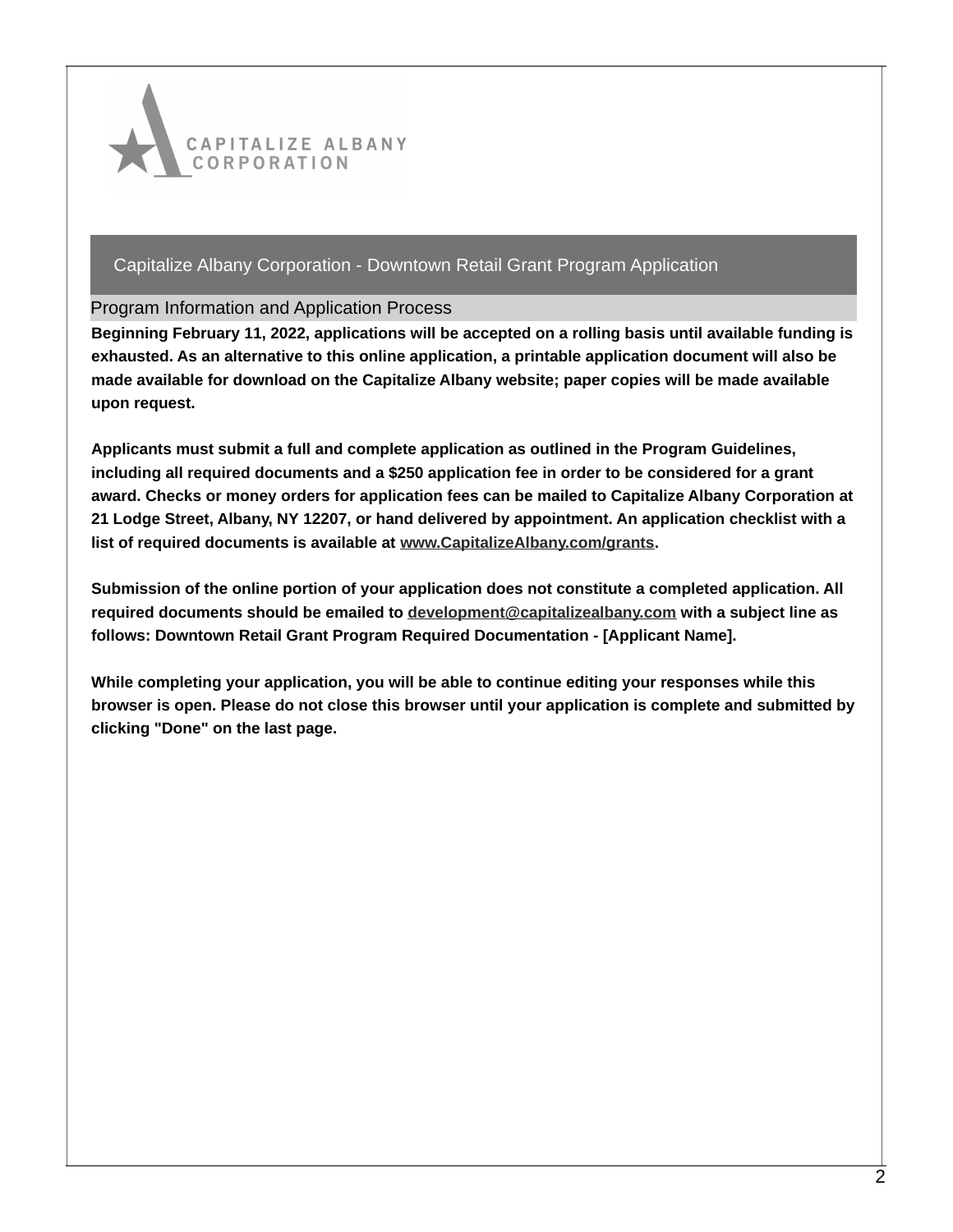CAPITALIZE ALBANY CORPORATION

## Capitalize Albany Corporation - Downtown Retail Grant Program Application

### Program Information and Application Process

**Beginning February 11, 2022, applications will be accepted on a rolling basis until available funding is exhausted. As an alternative to this online application, a printable application document will also be made available for download on the Capitalize Albany website; paper copies will be made available upon request.**

**Applicants must submit a full and complete application as outlined in the Program Guidelines, including all required documents and a $250 application fee in order to be considered for a grant award. Checks or money orders for application fees can be mailed to Capitalize Albany Corporation at 21 Lodge Street, Albany, NY 12207, or hand delivered by appointment. An application checklist with a list of required documents is available at www.CapitalizeAlbany.com/grants.**

**Submission of the online portion of your application does not constitute a completed application. All required documents should be emailed to development@capitalizealbany.com with a subject line as follows: Downtown Retail Grant Program Required Documentation - [Applicant Name].**

**While completing your application, you will be able to continue editing your responses while this browser is open. Please do not close this browser until your application is complete and submitted by clicking "Done" on the last page.**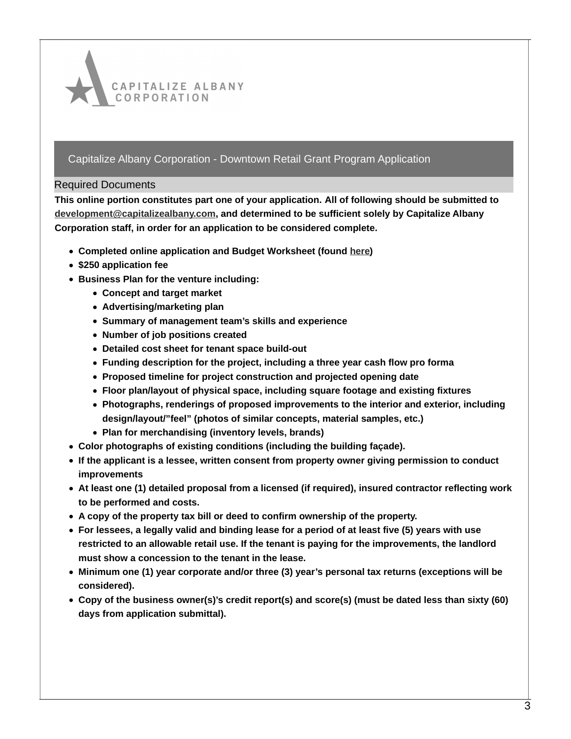CAPITALIZE ALBANY CORPORATION

## Capitalize Albany Corporation - Downtown Retail Grant Program Application

### Required Documents

**This online portion constitutes part one of your application. All of following should be submitted to development@capitalizealbany.com, and determined to be sufficient solely by Capitalize Albany Corporation staff, in order for an application to be considered complete.**

- **Completed online application and Budget Worksheet (found here)**
- **$250 application fee**
- **Business Plan for the venture including:**
  - **Concept and target market**
  - **Advertising/marketing plan**
  - **Summary of management team's skills and experience**
  - **Number of job positions created**
  - **Detailed cost sheet for tenant space build-out**
  - **Funding description for the project, including a three year cash flow pro forma**
  - **Proposed timeline for project construction and projected opening date**
  - **Floor plan/layout of physical space, including square footage and existing fixtures**
  - **Photographs, renderings of proposed improvements to the interior and exterior, including design/layout/"feel" (photos of similar concepts, material samples, etc.)**
  - **Plan for merchandising (inventory levels, brands)**
- **Color photographs of existing conditions (including the building façade).**
- **If the applicant is a lessee, written consent from property owner giving permission to conduct improvements**
- **At least one (1) detailed proposal from a licensed (if required), insured contractor reflecting work to be performed and costs.**
- **A copy of the property tax bill or deed to confirm ownership of the property.**
- **For lessees, a legally valid and binding lease for a period of at least five (5) years with use restricted to an allowable retail use. If the tenant is paying for the improvements, the landlord must show a concession to the tenant in the lease.**
- **Minimum one (1) year corporate and/or three (3) year's personal tax returns (exceptions will be considered).**
- **Copy of the business owner(s)'s credit report(s) and score(s) (must be dated less than sixty (60) days from application submittal).**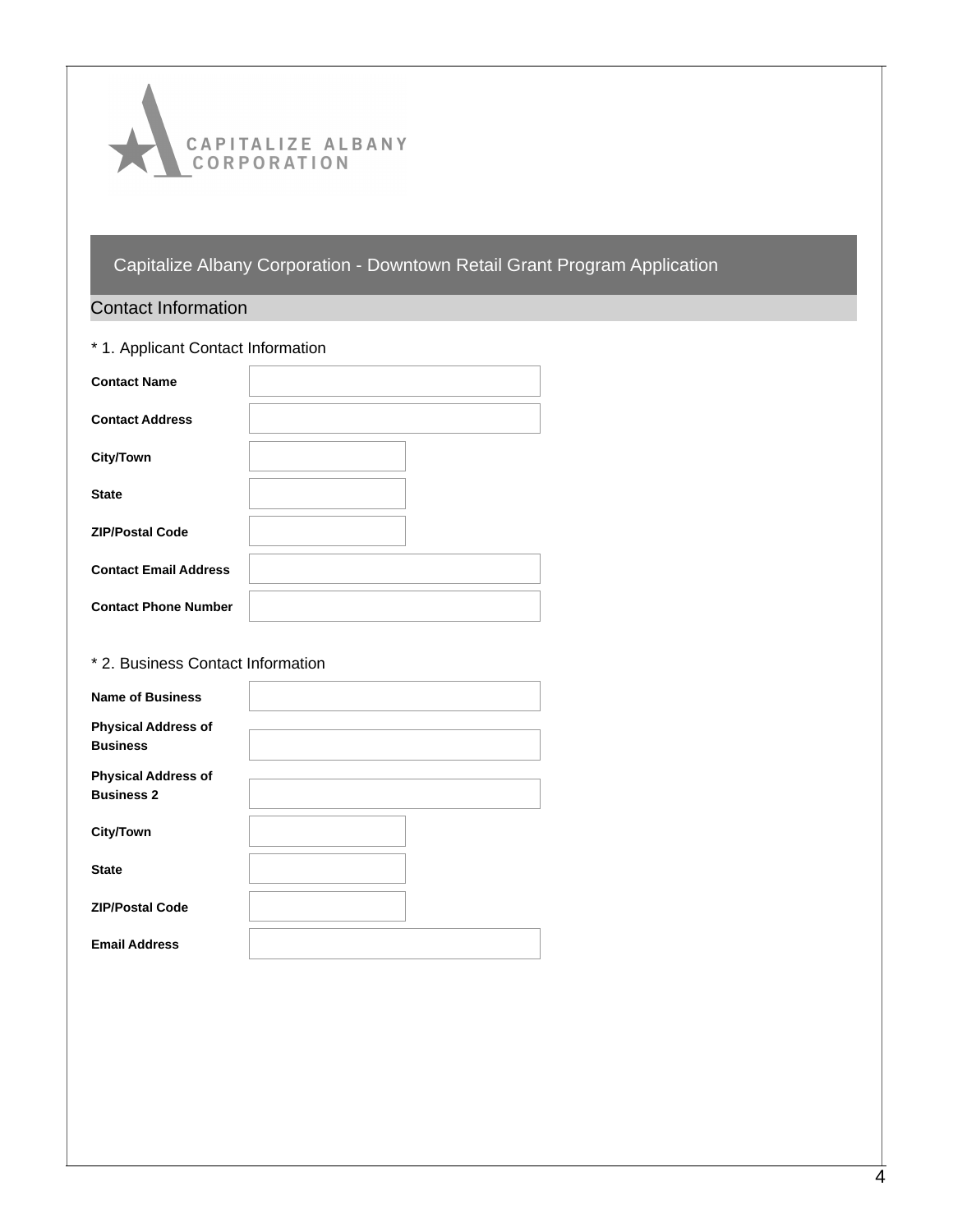CAPITALIZE ALBANY CORPORATION

# Capitalize Albany Corporation - Downtown Retail Grant Program Application

## Contact Information

\* 1. Applicant Contact Information

| | |
|---|---|
| **Contact Name** | |
| **Contact Address** | |
| **City/Town** | |
| **State** | |
| **ZIP/Postal Code** | |
| **Contact Email Address** | |
| **Contact Phone Number** | |

\* 2. Business Contact Information

| | |
|---|---|
| **Name of Business** | |
| **Physical Address of Business** | |
| **Physical Address of Business 2** | |
| **City/Town** | |
| **State** | |
| **ZIP/Postal Code** | |
| **Email Address** | |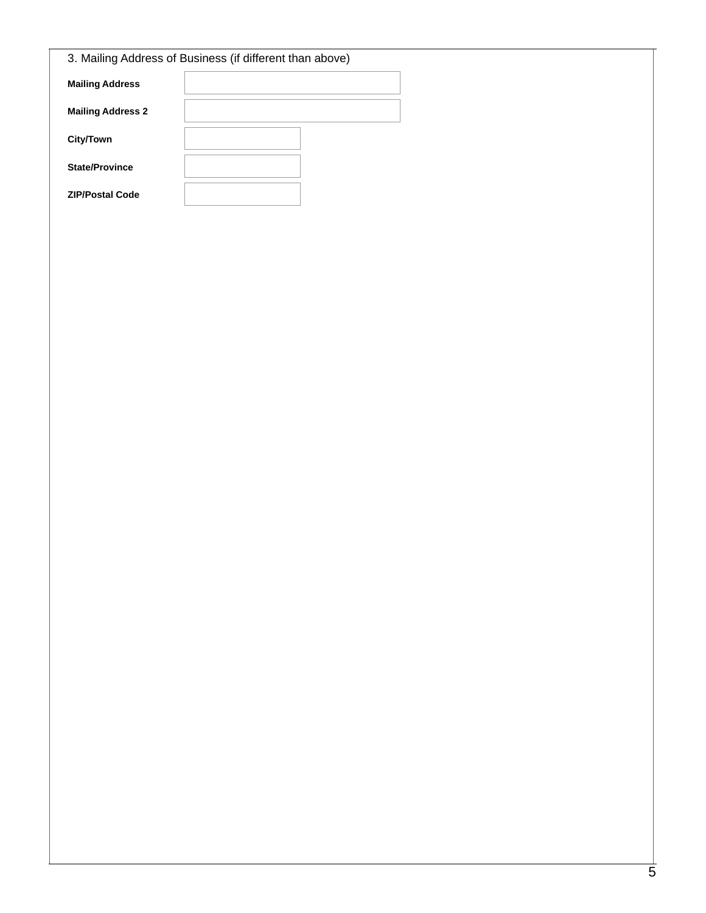3. Mailing Address of Business (if different than above)

| | |
|---|---|
| **Mailing Address** | |
| **Mailing Address 2** | |
| **City/Town** | |
| **State/Province** | |
| **ZIP/Postal Code** | |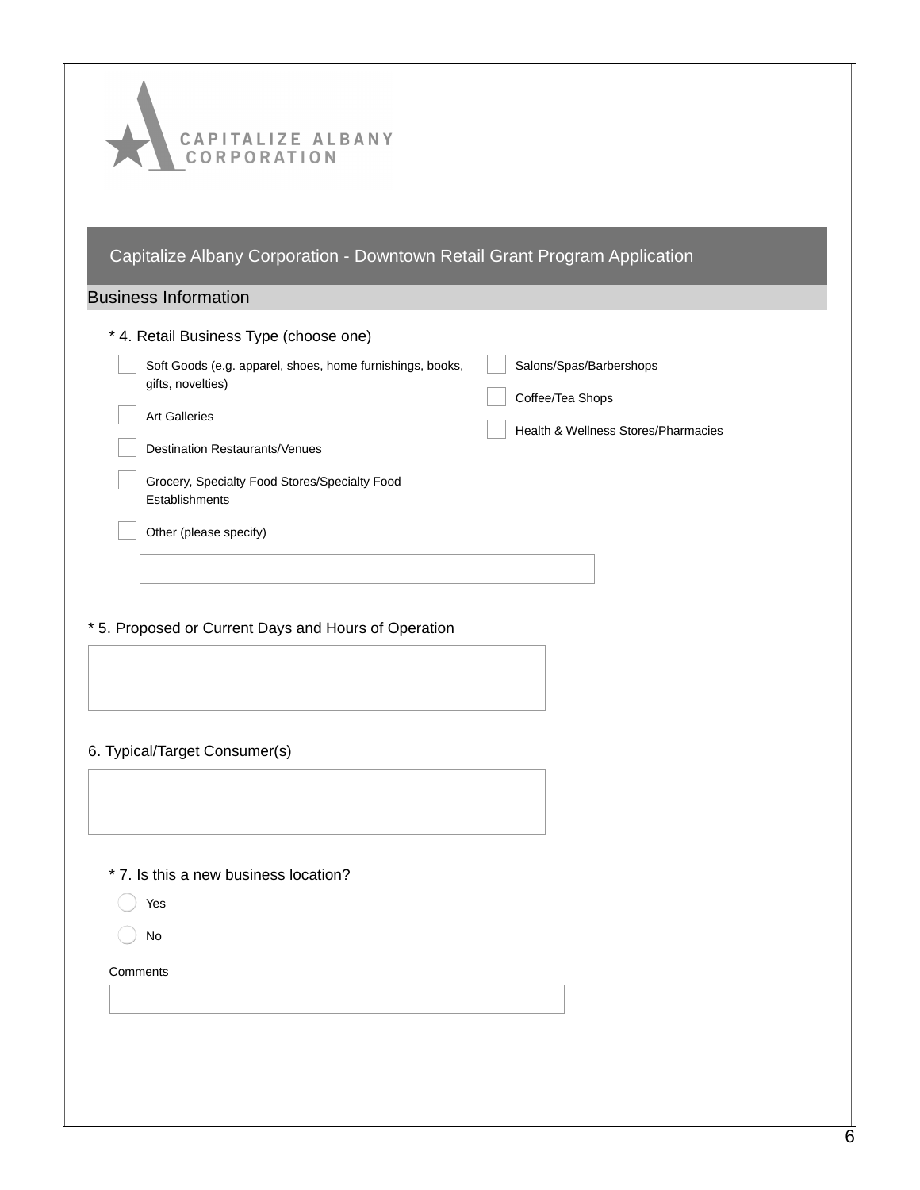CAPITALIZE ALBANY CORPORATION

## Capitalize Albany Corporation - Downtown Retail Grant Program Application

### Business Information

* 4. Retail Business Type (choose one)

- [ ] Soft Goods (e.g. apparel, shoes, home furnishings, books, gifts, novelties)
- [ ] Art Galleries
- [ ] Destination Restaurants/Venues
- [ ] Grocery, Specialty Food Stores/Specialty Food Establishments
- [ ] Other (please specify)
- [ ] Salons/Spas/Barbershops
- [ ] Coffee/Tea Shops
- [ ] Health & Wellness Stores/Pharmacies

______________________________

* 5. Proposed or Current Days and Hours of Operation

______________________________

6. Typical/Target Consumer(s)

______________________________

* 7. Is this a new business location?

- ( ) Yes
- ( ) No

Comments

______________________________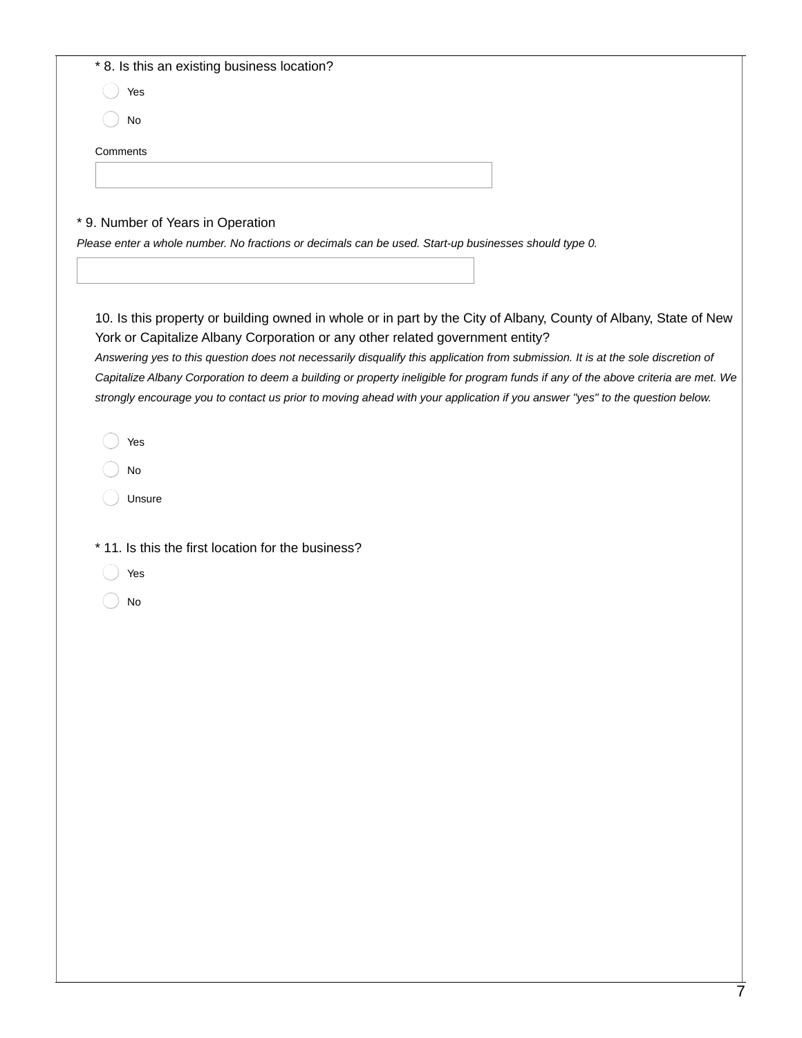* 8. Is this an existing business location?

- ◯ Yes
- ◯ No

Comments

\_\_\_\_\_\_\_\_\_\_\_\_\_\_\_\_\_\_\_\_\_\_\_\_\_\_\_\_\_\_\_\_\_\_\_\_\_\_\_\_

* 9. Number of Years in Operation

*Please enter a whole number. No fractions or decimals can be used. Start-up businesses should type 0.*

\_\_\_\_\_\_\_\_\_\_\_\_\_\_\_\_\_\_\_\_\_\_\_\_\_\_\_\_\_\_\_\_\_\_\_\_\_\_\_\_

10. Is this property or building owned in whole or in part by the City of Albany, County of Albany, State of New York or Capitalize Albany Corporation or any other related government entity?

*Answering yes to this question does not necessarily disqualify this application from submission. It is at the sole discretion of Capitalize Albany Corporation to deem a building or property ineligible for program funds if any of the above criteria are met. We strongly encourage you to contact us prior to moving ahead with your application if you answer "yes" to the question below.*

- ◯ Yes
- ◯ No
- ◯ Unsure

* 11. Is this the first location for the business?

- ◯ Yes
- ◯ No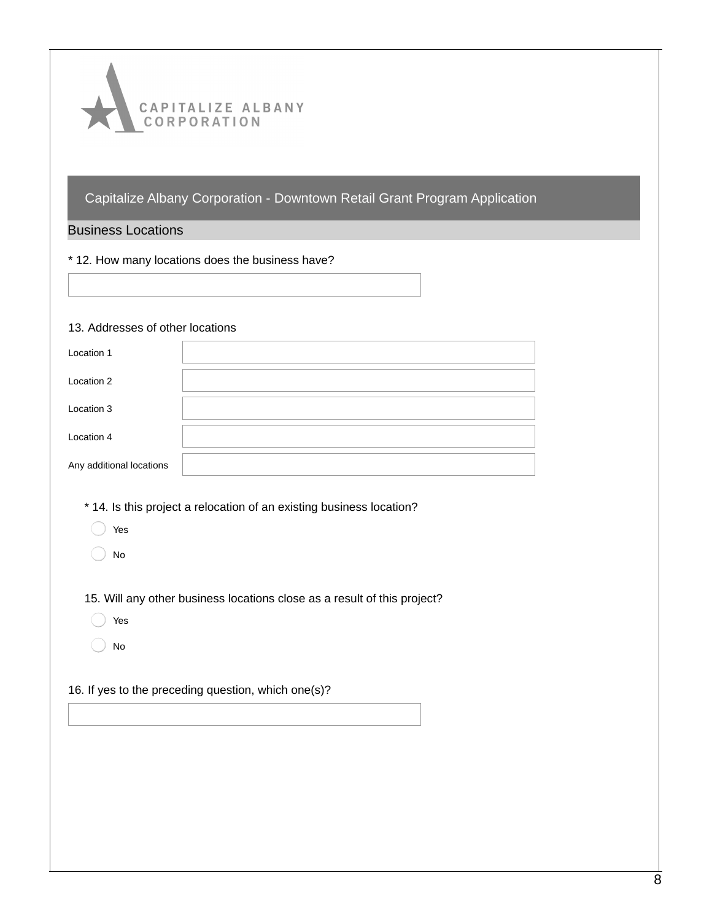CAPITALIZE ALBANY CORPORATION

## Capitalize Albany Corporation - Downtown Retail Grant Program Application

### Business Locations

* 12. How many locations does the business have?

\_\_\_\_\_\_\_\_\_\_\_\_\_\_\_\_\_\_\_\_

13. Addresses of other locations

| | |
|---|---|
| Location 1 | |
| Location 2 | |
| Location 3 | |
| Location 4 | |
| Any additional locations | |

* 14. Is this project a relocation of an existing business location?

- ○ Yes
- ○ No

15. Will any other business locations close as a result of this project?

- ○ Yes
- ○ No

16. If yes to the preceding question, which one(s)?

\_\_\_\_\_\_\_\_\_\_\_\_\_\_\_\_\_\_\_\_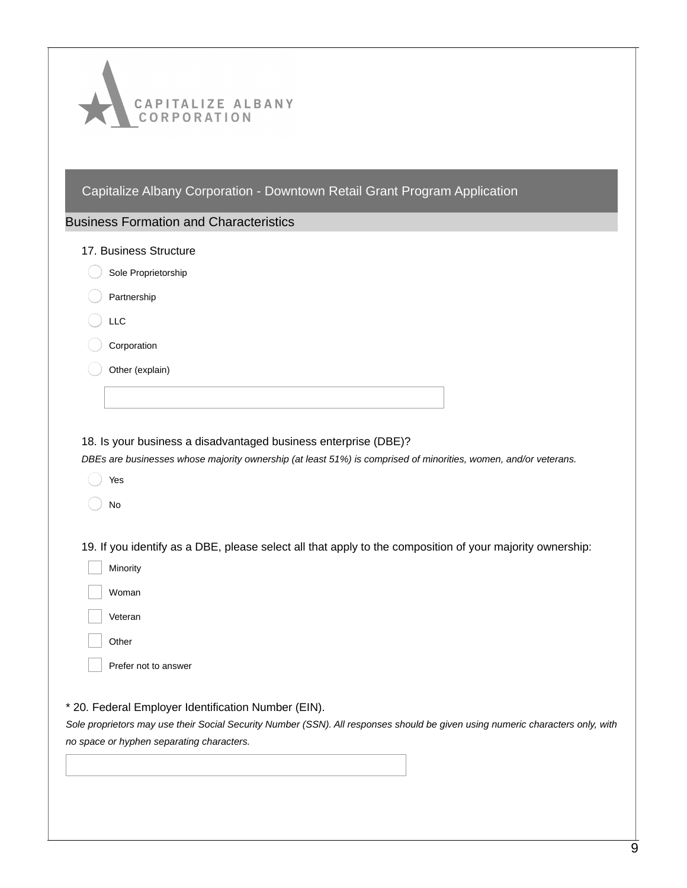CAPITALIZE ALBANY CORPORATION

## Capitalize Albany Corporation - Downtown Retail Grant Program Application

### Business Formation and Characteristics

17. Business Structure

- ◯ Sole Proprietorship
- ◯ Partnership
- ◯ LLC
- ◯ Corporation
- ◯ Other (explain)

_______________________________

18. Is your business a disadvantaged business enterprise (DBE)?

*DBEs are businesses whose majority ownership (at least 51%) is comprised of minorities, women, and/or veterans.*

- ◯ Yes
- ◯ No

19. If you identify as a DBE, please select all that apply to the composition of your majority ownership:

- ☐ Minority
- ☐ Woman
- ☐ Veteran
- ☐ Other
- ☐ Prefer not to answer

* 20. Federal Employer Identification Number (EIN).

*Sole proprietors may use their Social Security Number (SSN). All responses should be given using numeric characters only, with no space or hyphen separating characters.*

_______________________________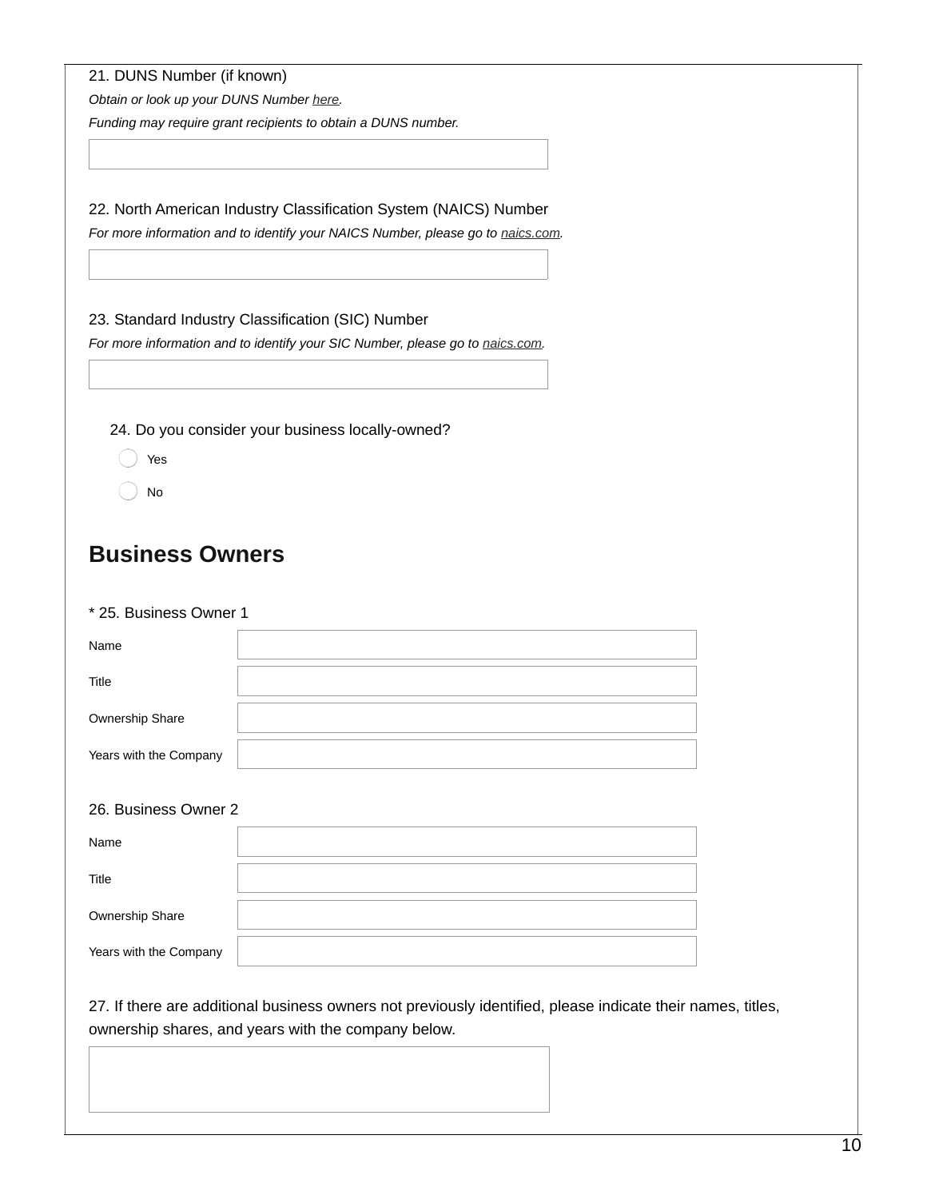21. DUNS Number (if known)

*Obtain or look up your DUNS Number here.*

*Funding may require grant recipients to obtain a DUNS number.*

22. North American Industry Classification System (NAICS) Number

*For more information and to identify your NAICS Number, please go to naics.com.*

23. Standard Industry Classification (SIC) Number

*For more information and to identify your SIC Number, please go to naics.com.*

24. Do you consider your business locally-owned?

- Yes
- No

## Business Owners

* 25. Business Owner 1

| Name | |
|---|---|
| Title | |
| Ownership Share | |
| Years with the Company | |

26. Business Owner 2

| Name | |
|---|---|
| Title | |
| Ownership Share | |
| Years with the Company | |

27. If there are additional business owners not previously identified, please indicate their names, titles, ownership shares, and years with the company below.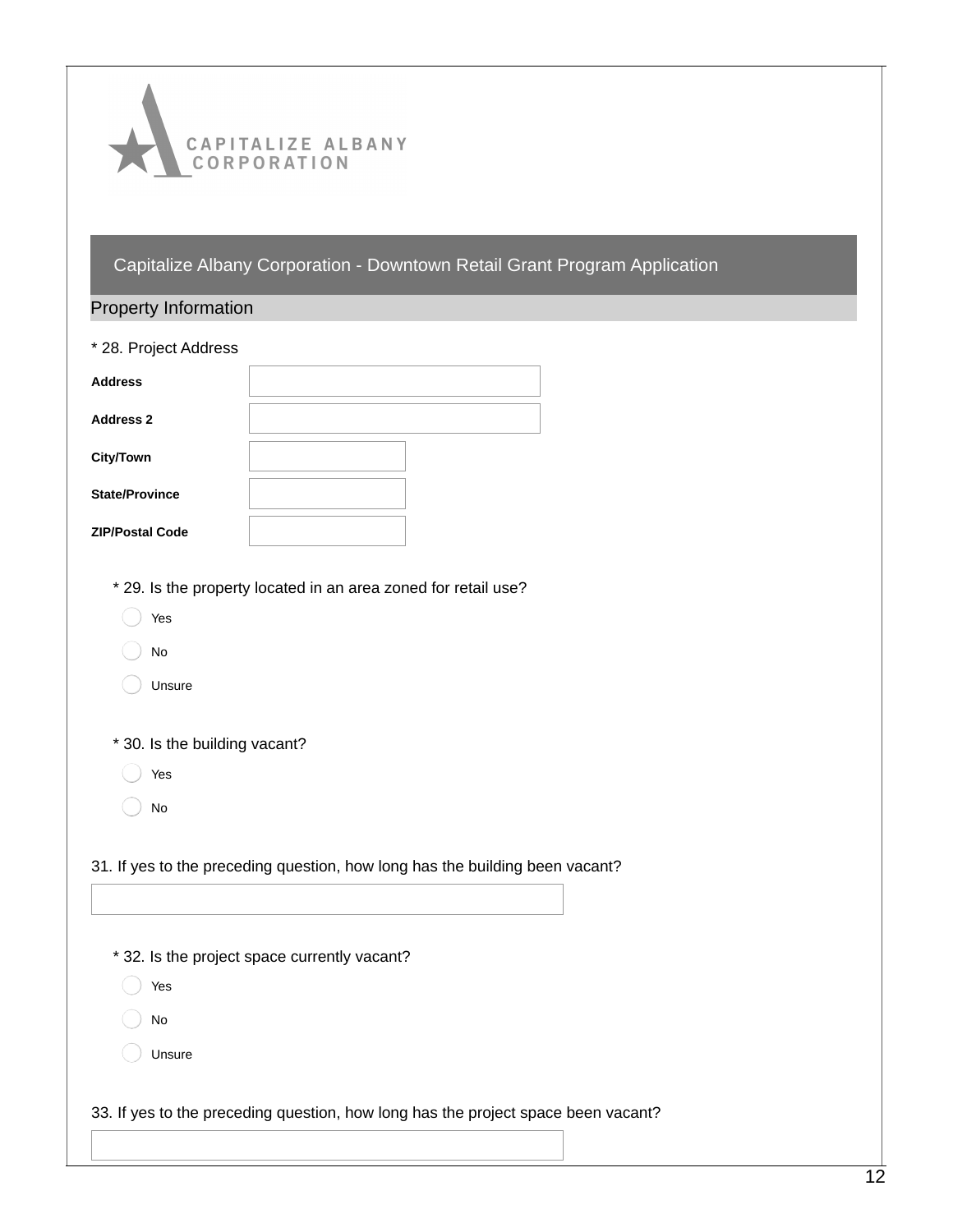CAPITALIZE ALBANY CORPORATION

## Capitalize Albany Corporation - Downtown Retail Grant Program Application

### Property Information

* 28. Project Address

| | |
|---|---|
| **Address** | |
| **Address 2** | |
| **City/Town** | |
| **State/Province** | |
| **ZIP/Postal Code** | |

* 29. Is the property located in an area zoned for retail use?

- Yes
- No
- Unsure

* 30. Is the building vacant?

- Yes
- No

31. If yes to the preceding question, how long has the building been vacant?

* 32. Is the project space currently vacant?

- Yes
- No
- Unsure

33. If yes to the preceding question, how long has the project space been vacant?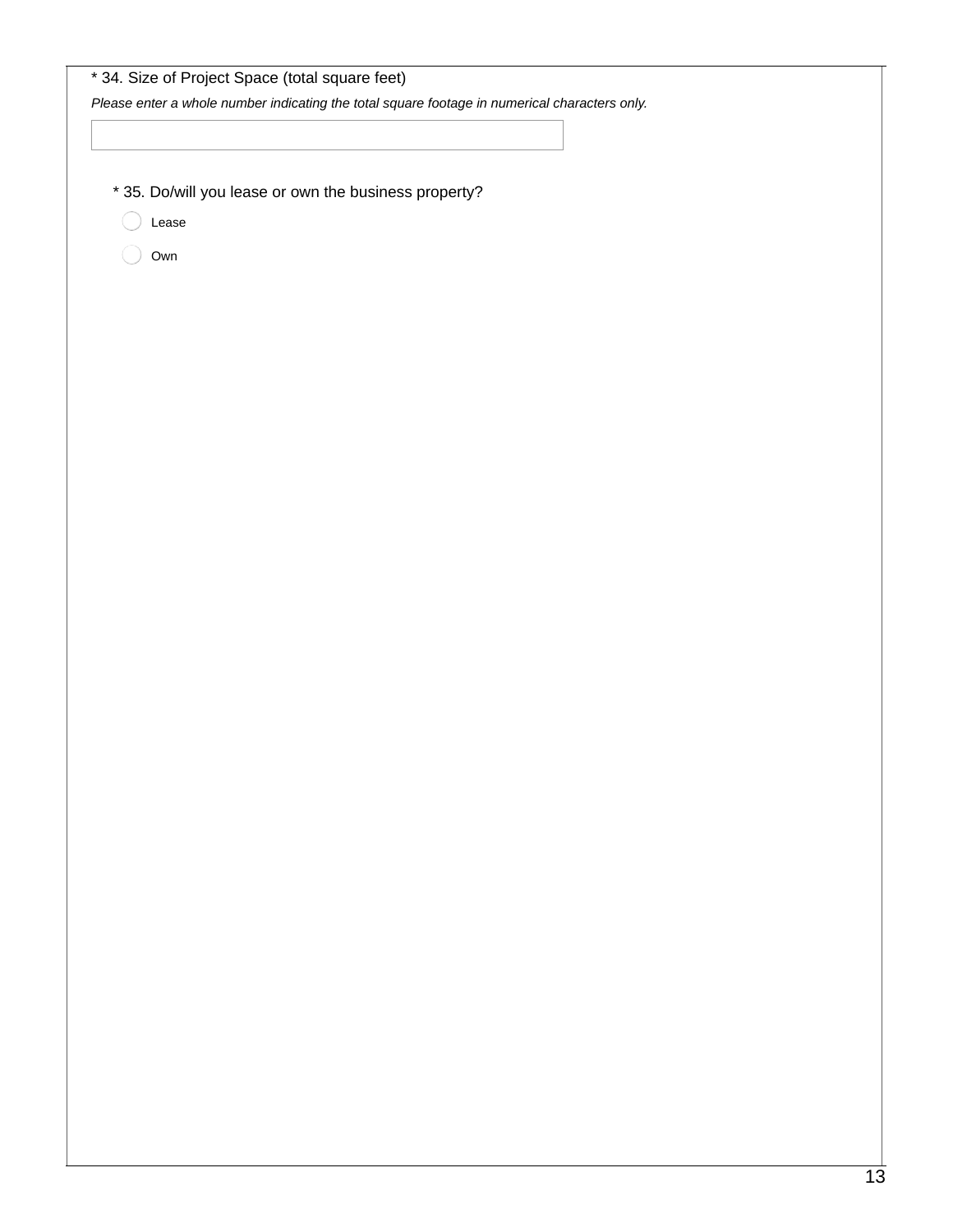* 34. Size of Project Space (total square feet)

*Please enter a whole number indicating the total square footage in numerical characters only.*

&nbsp;

* 35. Do/will you lease or own the business property?

- ◯ Lease
- ◯ Own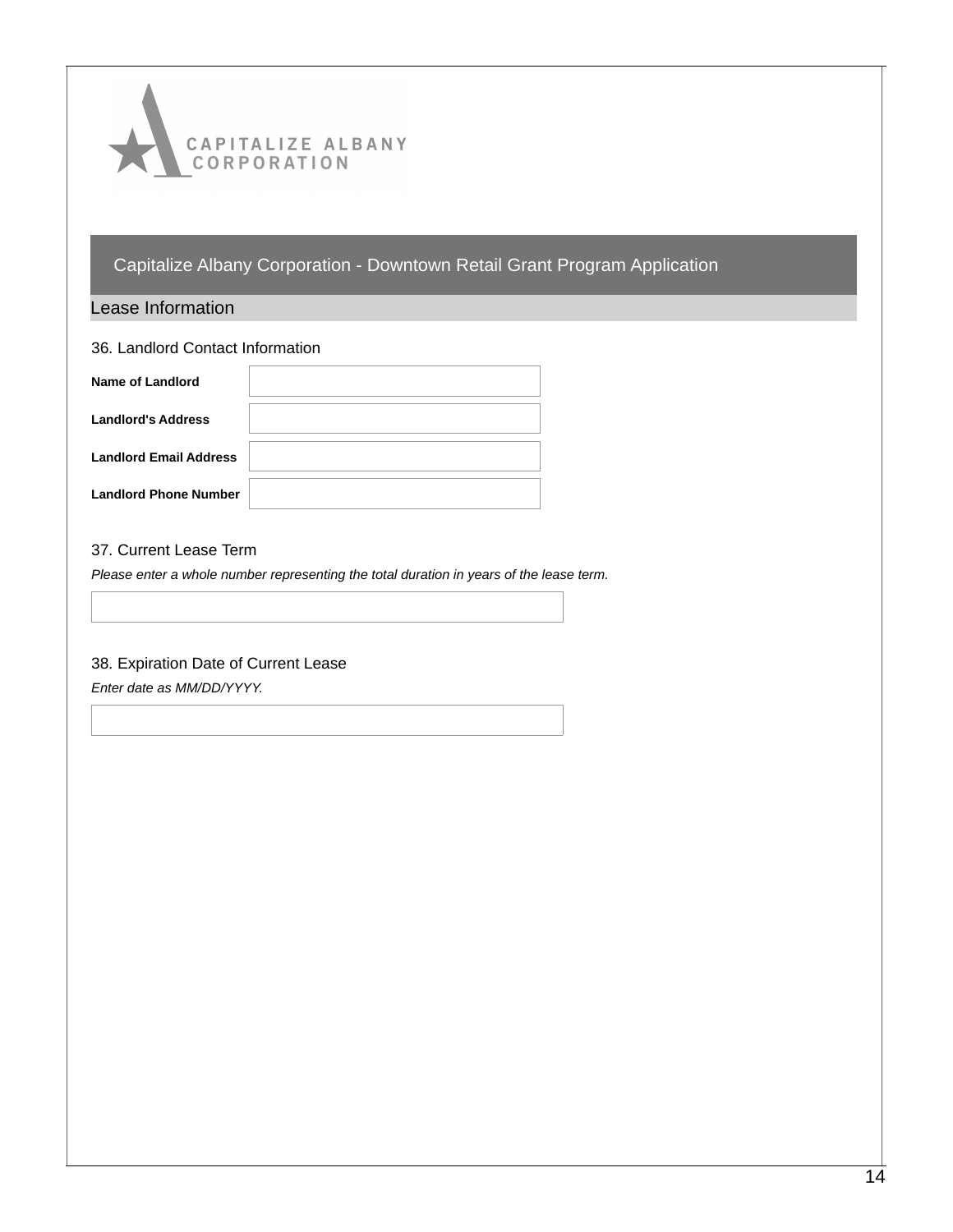## Capitalize Albany Corporation - Downtown Retail Grant Program Application

### Lease Information

36. Landlord Contact Information

| | |
|---|---|
| **Name of Landlord** | |
| **Landlord's Address** | |
| **Landlord Email Address** | |
| **Landlord Phone Number** | |

37. Current Lease Term

*Please enter a whole number representing the total duration in years of the lease term.*

38. Expiration Date of Current Lease

*Enter date as MM/DD/YYYY.*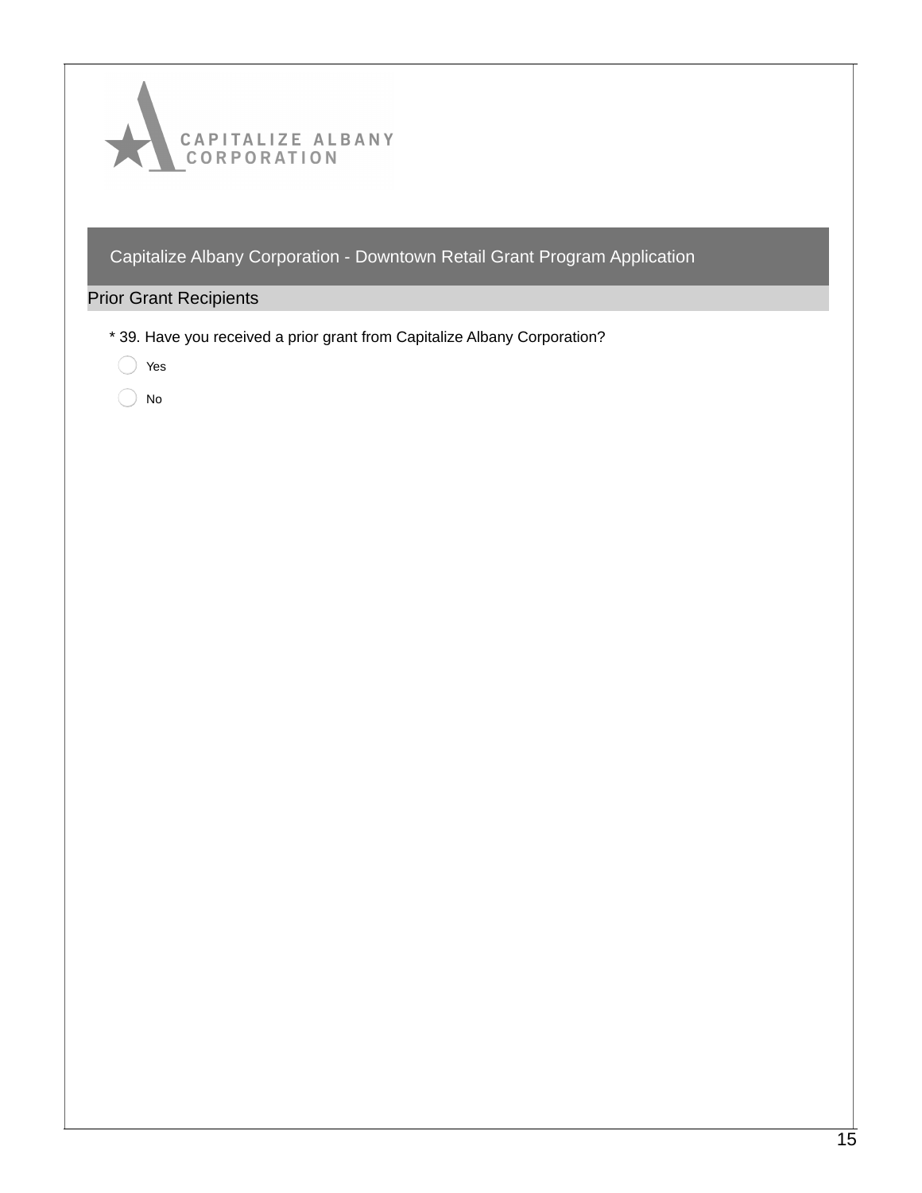CAPITALIZE ALBANY CORPORATION

## Capitalize Albany Corporation - Downtown Retail Grant Program Application

### Prior Grant Recipients

* 39. Have you received a prior grant from Capitalize Albany Corporation?

◯ Yes

◯ No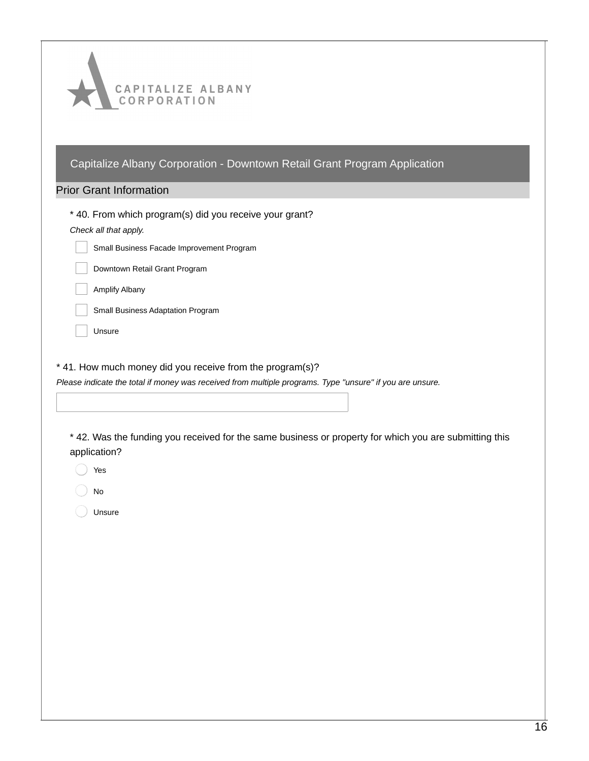CAPITALIZE ALBANY CORPORATION

## Capitalize Albany Corporation - Downtown Retail Grant Program Application

### Prior Grant Information

\* 40. From which program(s) did you receive your grant?

*Check all that apply.*

- [ ] Small Business Facade Improvement Program
- [ ] Downtown Retail Grant Program
- [ ] Amplify Albany
- [ ] Small Business Adaptation Program
- [ ] Unsure

\* 41. How much money did you receive from the program(s)?

*Please indicate the total if money was received from multiple programs. Type "unsure" if you are unsure.*

\_\_\_\_\_\_\_\_\_\_\_\_\_\_\_\_\_\_\_\_\_\_\_\_

\* 42. Was the funding you received for the same business or property for which you are submitting this application?

- ( ) Yes
- ( ) No
- ( ) Unsure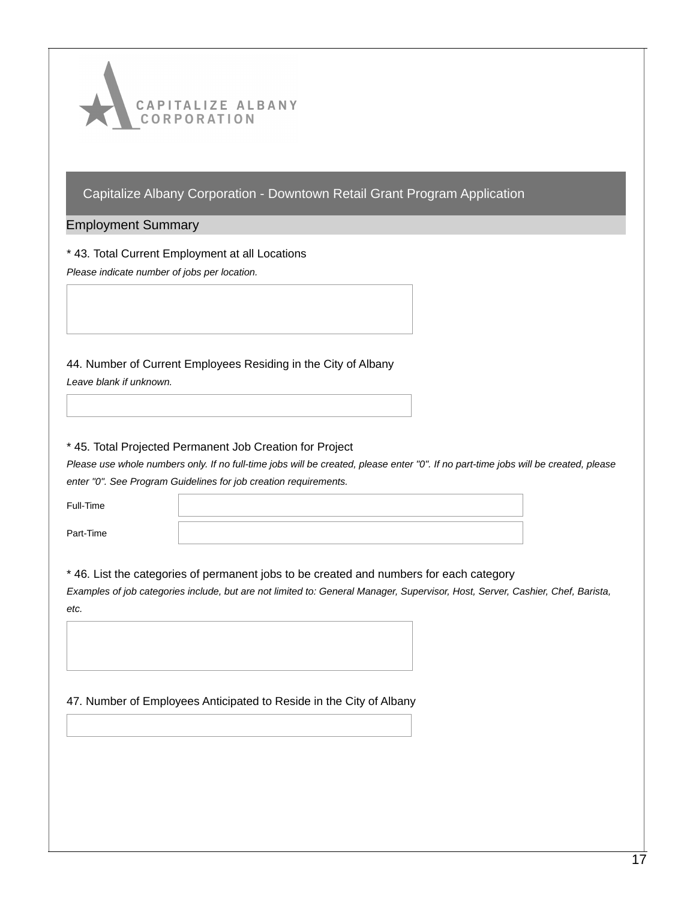CAPITALIZE ALBANY CORPORATION

## Capitalize Albany Corporation - Downtown Retail Grant Program Application

### Employment Summary

\* 43. Total Current Employment at all Locations

*Please indicate number of jobs per location.*

44. Number of Current Employees Residing in the City of Albany

*Leave blank if unknown.*

\* 45. Total Projected Permanent Job Creation for Project

*Please use whole numbers only. If no full-time jobs will be created, please enter "0". If no part-time jobs will be created, please enter "0". See Program Guidelines for job creation requirements.*

Full-Time

Part-Time

\* 46. List the categories of permanent jobs to be created and numbers for each category

*Examples of job categories include, but are not limited to: General Manager, Supervisor, Host, Server, Cashier, Chef, Barista, etc.*

47. Number of Employees Anticipated to Reside in the City of Albany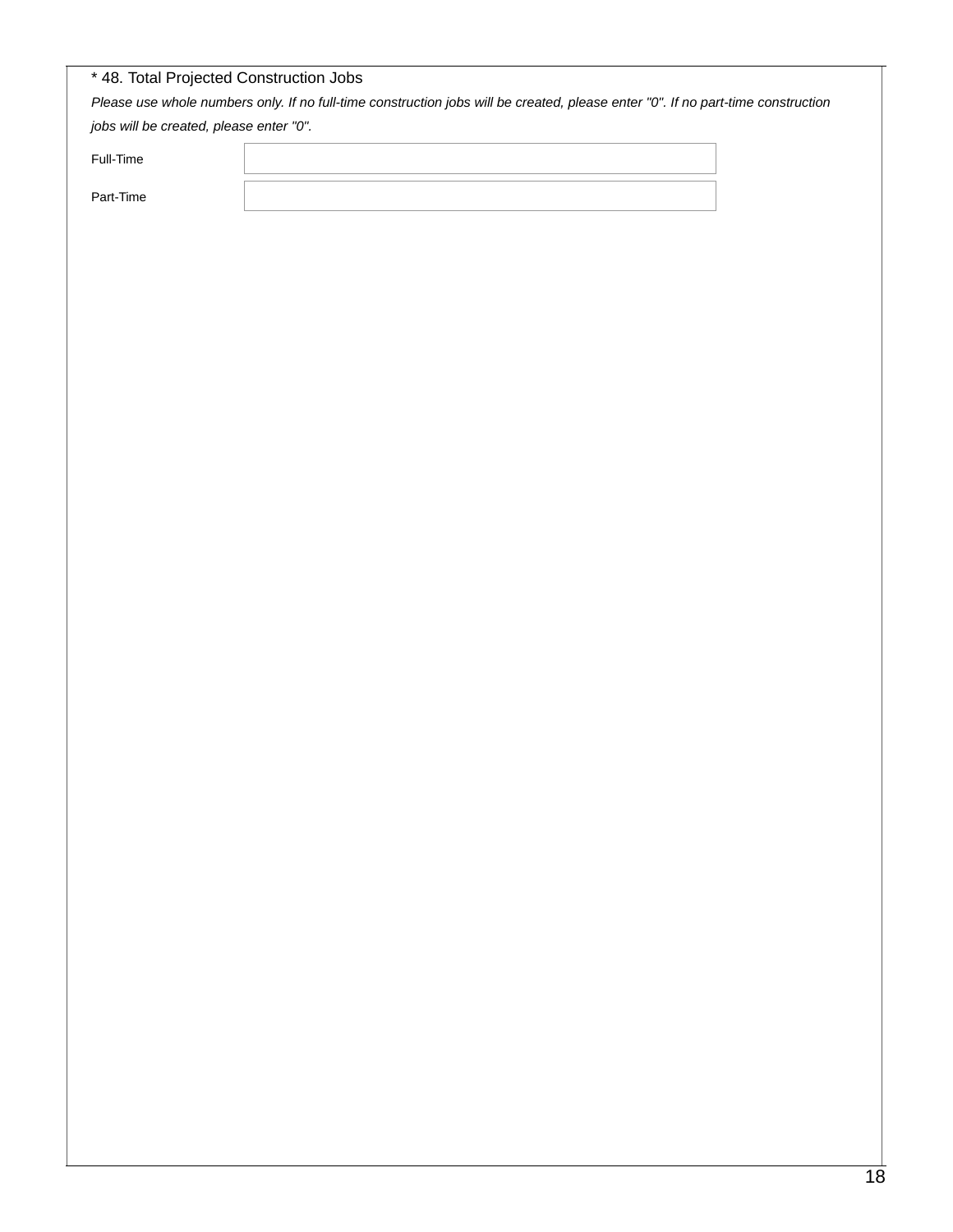\* 48. Total Projected Construction Jobs

*Please use whole numbers only. If no full-time construction jobs will be created, please enter "0". If no part-time construction jobs will be created, please enter "0".*

Full-Time

Part-Time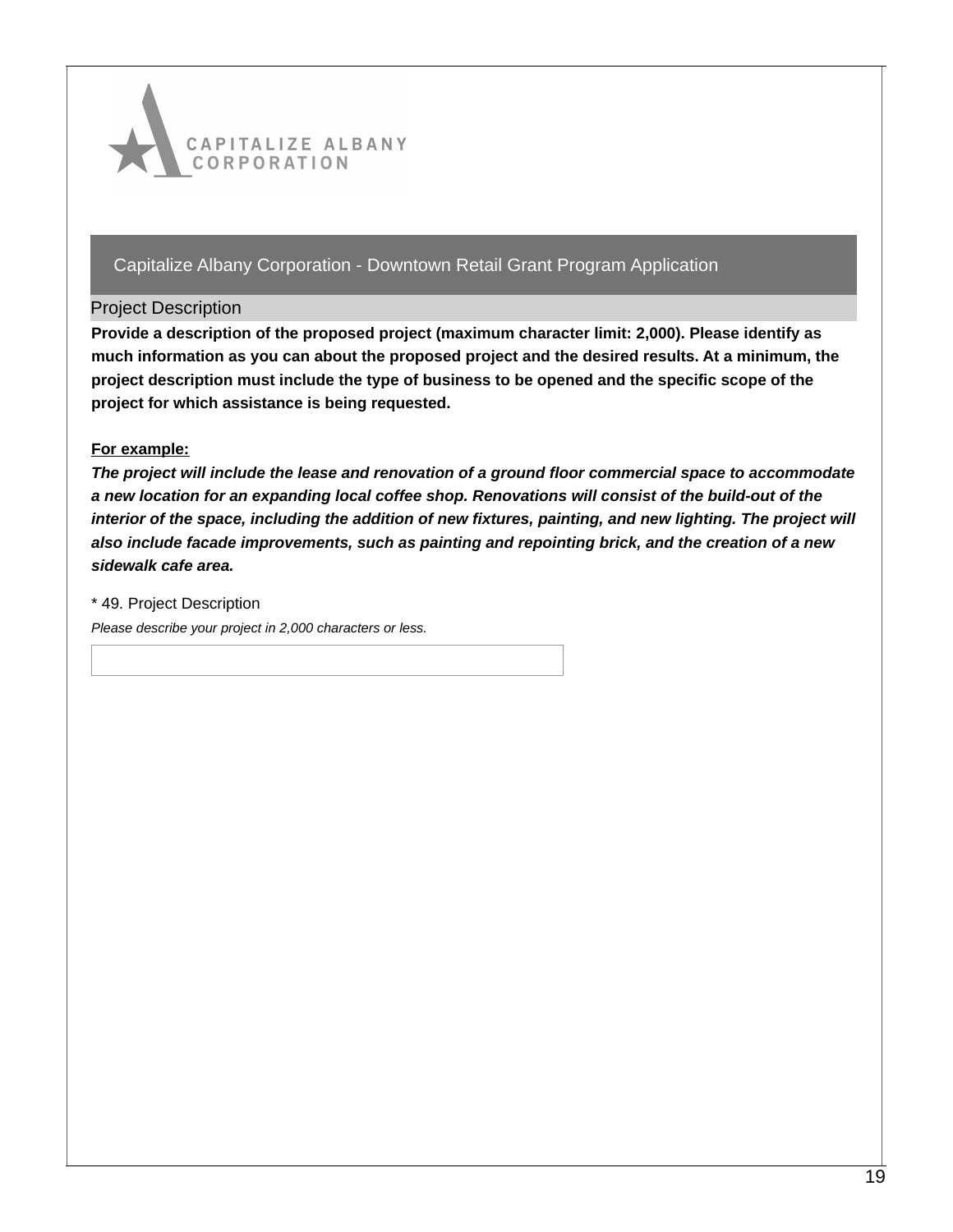CAPITALIZE ALBANY CORPORATION

## Capitalize Albany Corporation - Downtown Retail Grant Program Application

### Project Description

**Provide a description of the proposed project (maximum character limit: 2,000). Please identify as much information as you can about the proposed project and the desired results. At a minimum, the project description must include the type of business to be opened and the specific scope of the project for which assistance is being requested.**

**For example:**

***The project will include the lease and renovation of a ground floor commercial space to accommodate a new location for an expanding local coffee shop. Renovations will consist of the build-out of the interior of the space, including the addition of new fixtures, painting, and new lighting. The project will also include facade improvements, such as painting and repointing brick, and the creation of a new sidewalk cafe area.***

\* 49. Project Description

*Please describe your project in 2,000 characters or less.*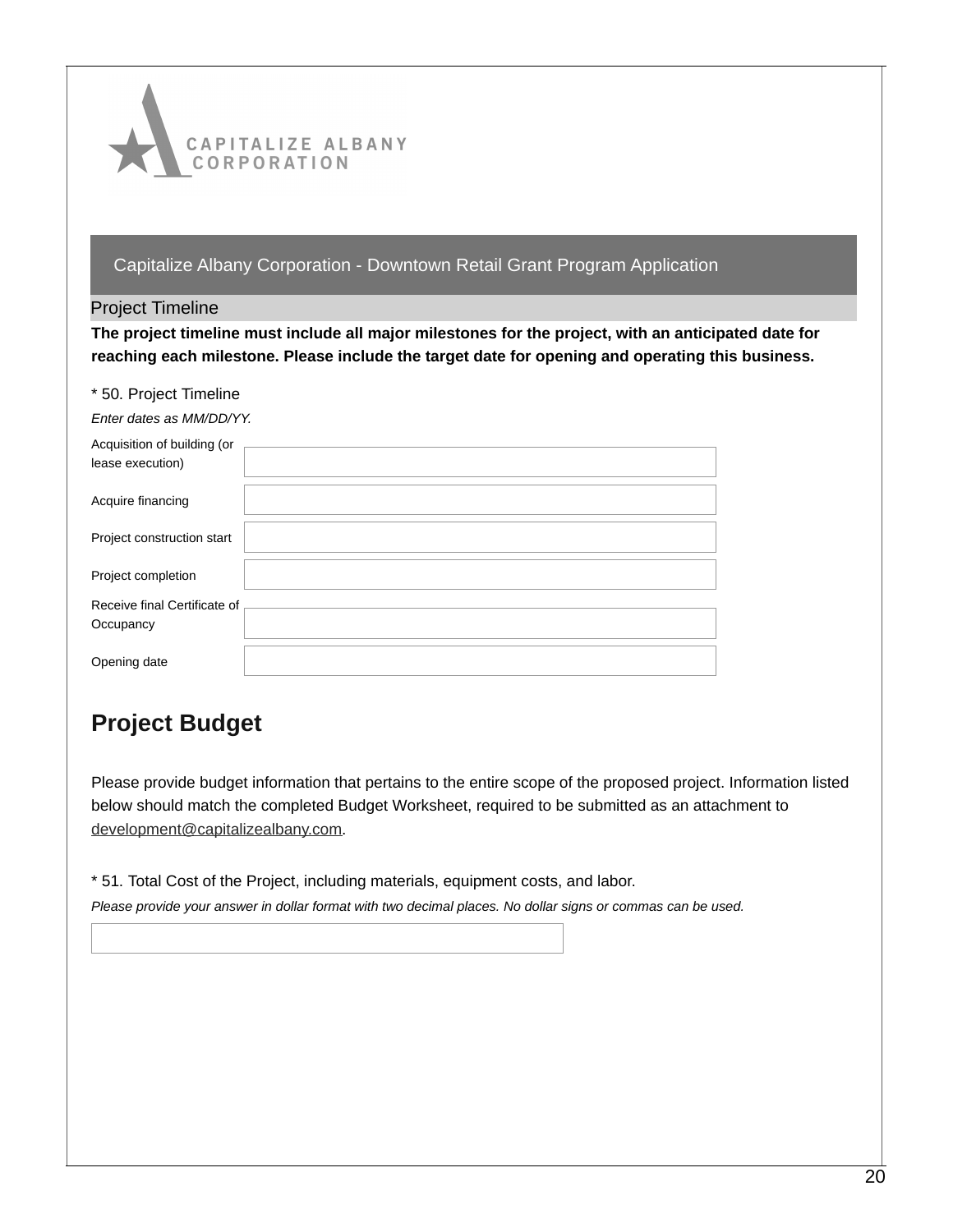Capitalize Albany Corporation - Downtown Retail Grant Program Application

## Project Timeline

**The project timeline must include all major milestones for the project, with an anticipated date for reaching each milestone. Please include the target date for opening and operating this business.**

* 50. Project Timeline

*Enter dates as MM/DD/YY.*

| | |
|---|---|
| Acquisition of building (or lease execution) | |
| Acquire financing | |
| Project construction start | |
| Project completion | |
| Receive final Certificate of Occupancy | |
| Opening date | |

# Project Budget

Please provide budget information that pertains to the entire scope of the proposed project. Information listed below should match the completed Budget Worksheet, required to be submitted as an attachment to development@capitalizealbany.com.

* 51. Total Cost of the Project, including materials, equipment costs, and labor.

*Please provide your answer in dollar format with two decimal places. No dollar signs or commas can be used.*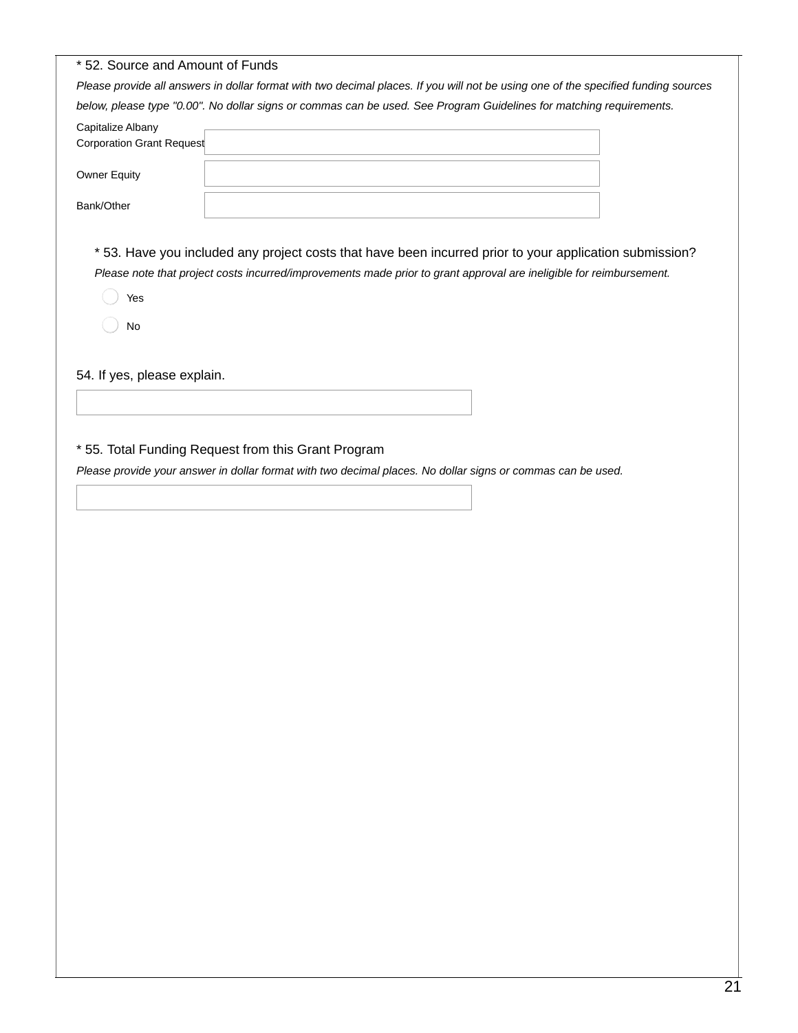\* 52. Source and Amount of Funds

*Please provide all answers in dollar format with two decimal places. If you will not be using one of the specified funding sources below, please type "0.00". No dollar signs or commas can be used. See Program Guidelines for matching requirements.*

Capitalize Albany Corporation Grant Request

Owner Equity

Bank/Other

\* 53. Have you included any project costs that have been incurred prior to your application submission?

*Please note that project costs incurred/improvements made prior to grant approval are ineligible for reimbursement.*

- Yes
- No

54. If yes, please explain.

\* 55. Total Funding Request from this Grant Program

*Please provide your answer in dollar format with two decimal places. No dollar signs or commas can be used.*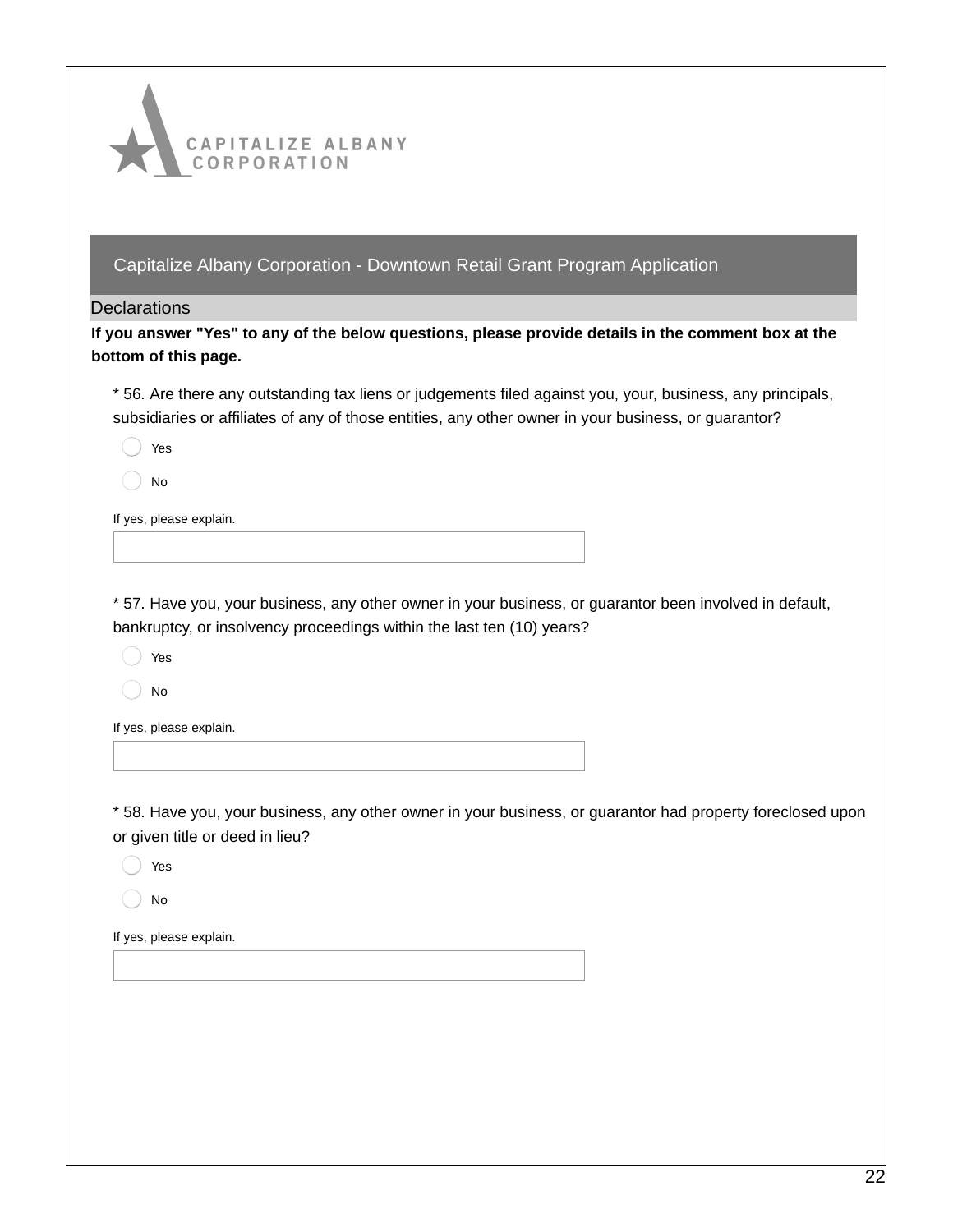CAPITALIZE ALBANY CORPORATION

## Capitalize Albany Corporation - Downtown Retail Grant Program Application

### Declarations

**If you answer "Yes" to any of the below questions, please provide details in the comment box at the bottom of this page.**

* 56. Are there any outstanding tax liens or judgements filed against you, your, business, any principals, subsidiaries or affiliates of any of those entities, any other owner in your business, or guarantor?

- ◯ Yes
- ◯ No

If yes, please explain.

* 57. Have you, your business, any other owner in your business, or guarantor been involved in default, bankruptcy, or insolvency proceedings within the last ten (10) years?

- ◯ Yes
- ◯ No

If yes, please explain.

* 58. Have you, your business, any other owner in your business, or guarantor had property foreclosed upon or given title or deed in lieu?

- ◯ Yes
- ◯ No

If yes, please explain.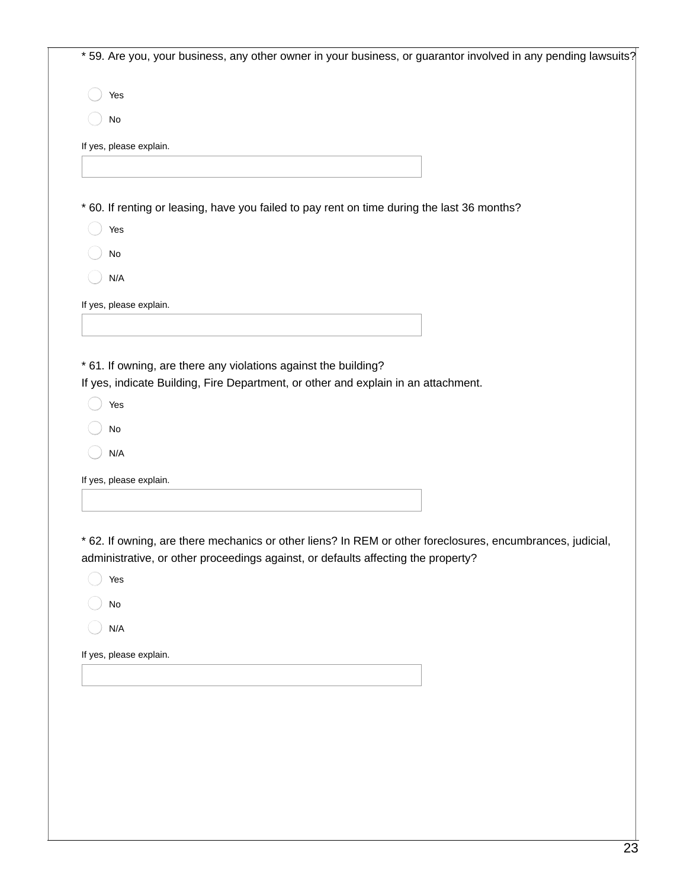* 59. Are you, your business, any other owner in your business, or guarantor involved in any pending lawsuits?

- Yes
- No

If yes, please explain.

* 60. If renting or leasing, have you failed to pay rent on time during the last 36 months?

- Yes
- No
- N/A

If yes, please explain.

* 61. If owning, are there any violations against the building?
If yes, indicate Building, Fire Department, or other and explain in an attachment.

- Yes
- No
- N/A

If yes, please explain.

* 62. If owning, are there mechanics or other liens? In REM or other foreclosures, encumbrances, judicial, administrative, or other proceedings against, or defaults affecting the property?

- Yes
- No
- N/A

If yes, please explain.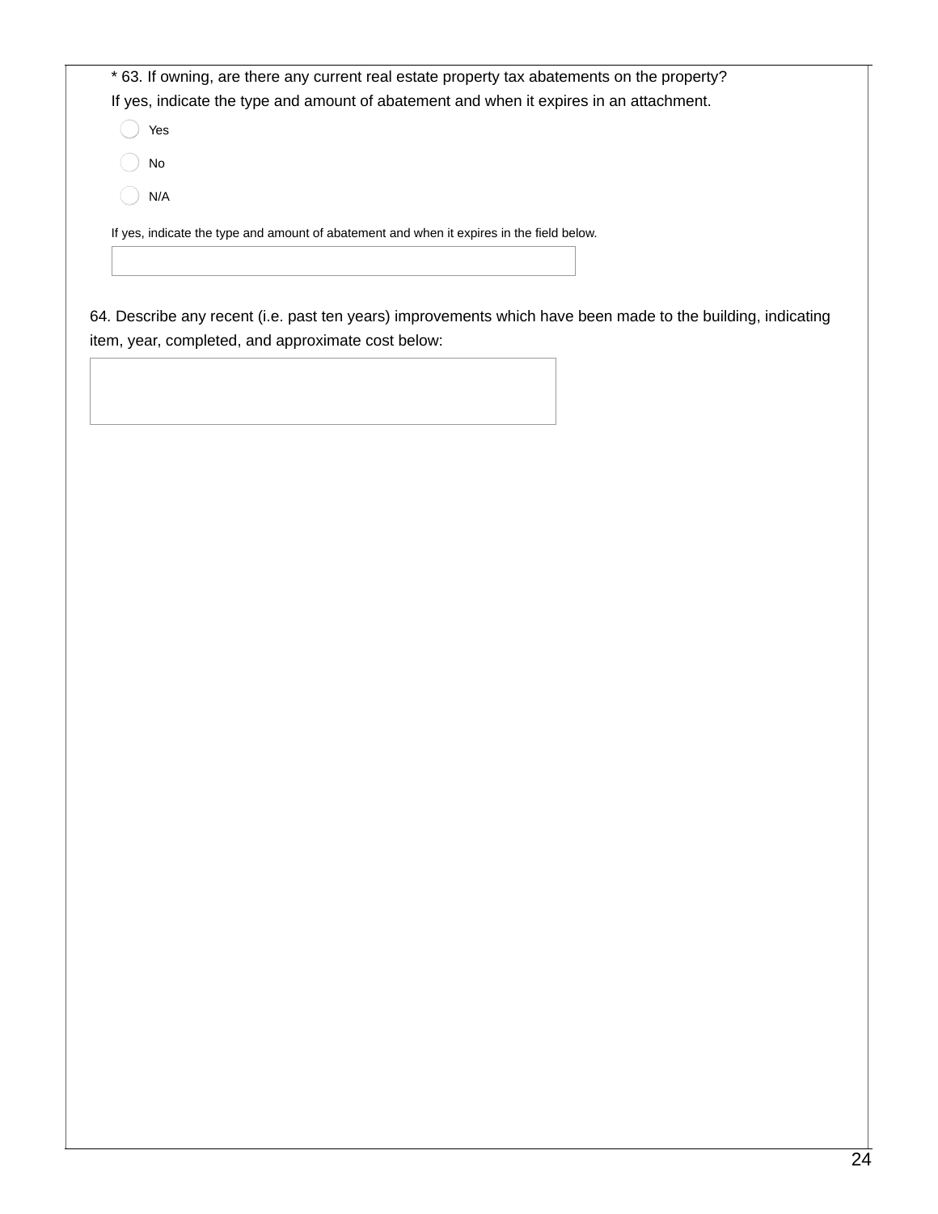* 63. If owning, are there any current real estate property tax abatements on the property?
If yes, indicate the type and amount of abatement and when it expires in an attachment.

- ◯ Yes
- ◯ No
- ◯ N/A

If yes, indicate the type and amount of abatement and when it expires in the field below.

[ ]

64. Describe any recent (i.e. past ten years) improvements which have been made to the building, indicating item, year, completed, and approximate cost below:

[ ]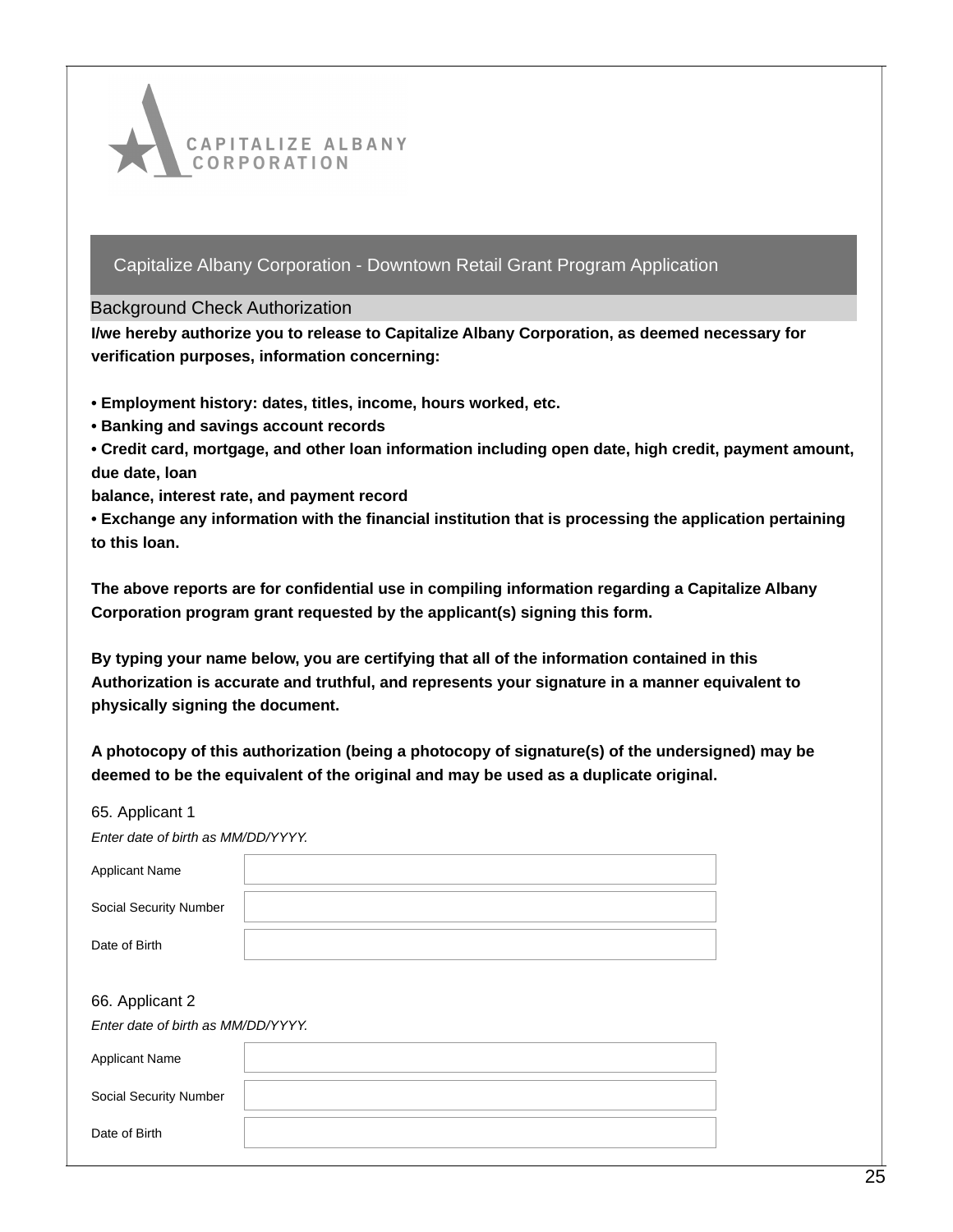CAPITALIZE ALBANY CORPORATION

## Capitalize Albany Corporation - Downtown Retail Grant Program Application

### Background Check Authorization

**I/we hereby authorize you to release to Capitalize Albany Corporation, as deemed necessary for verification purposes, information concerning:**

**• Employment history: dates, titles, income, hours worked, etc.**
**• Banking and savings account records**
**• Credit card, mortgage, and other loan information including open date, high credit, payment amount, due date, loan balance, interest rate, and payment record**
**• Exchange any information with the financial institution that is processing the application pertaining to this loan.**

**The above reports are for confidential use in compiling information regarding a Capitalize Albany Corporation program grant requested by the applicant(s) signing this form.**

**By typing your name below, you are certifying that all of the information contained in this Authorization is accurate and truthful, and represents your signature in a manner equivalent to physically signing the document.**

**A photocopy of this authorization (being a photocopy of signature(s) of the undersigned) may be deemed to be the equivalent of the original and may be used as a duplicate original.**

65. Applicant 1

*Enter date of birth as MM/DD/YYYY.*

| Applicant Name | |
|---|---|
| Social Security Number | |
| Date of Birth | |

66. Applicant 2

*Enter date of birth as MM/DD/YYYY.*

| Applicant Name | |
|---|---|
| Social Security Number | |
| Date of Birth | |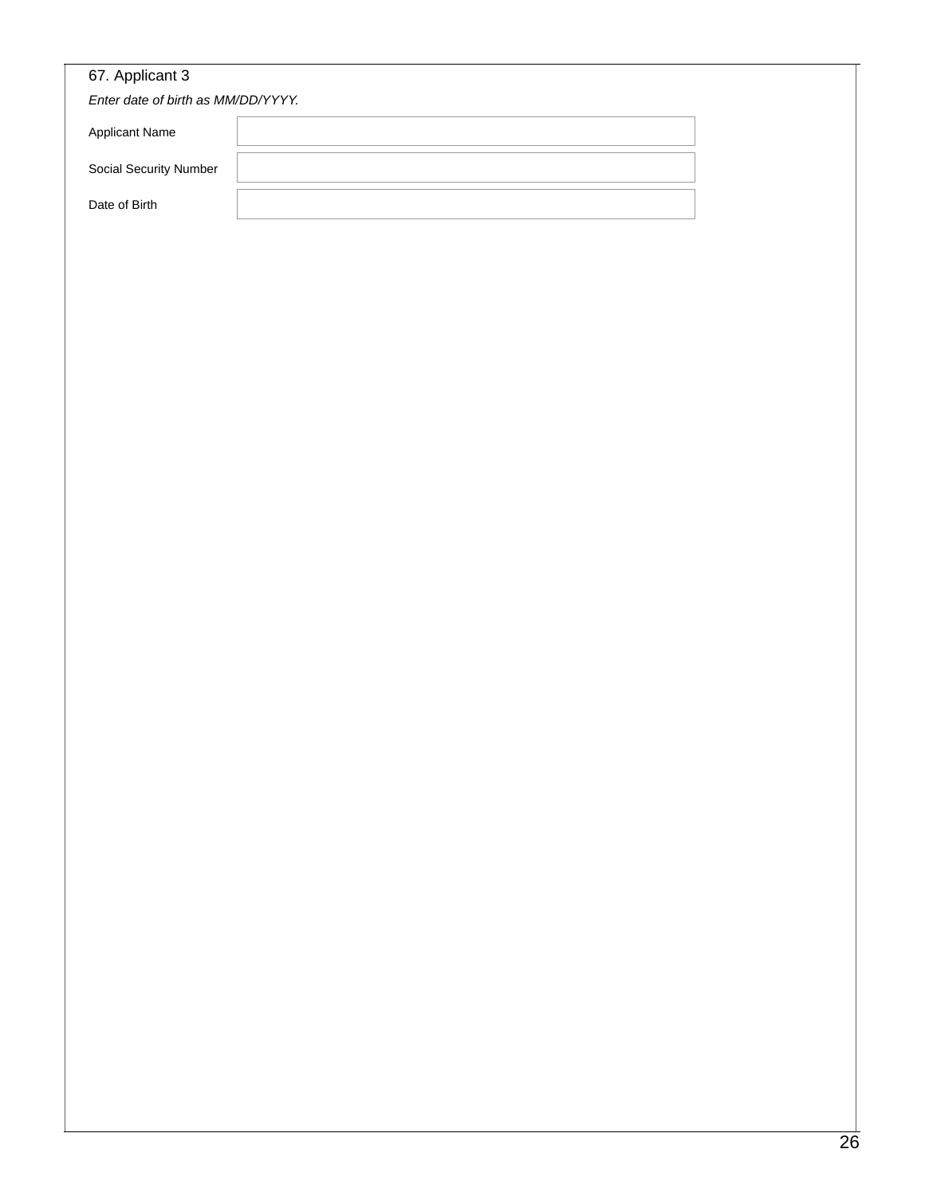67. Applicant 3

*Enter date of birth as MM/DD/YYYY.*

| Applicant Name | |
|---|---|
| Social Security Number | |
| Date of Birth | |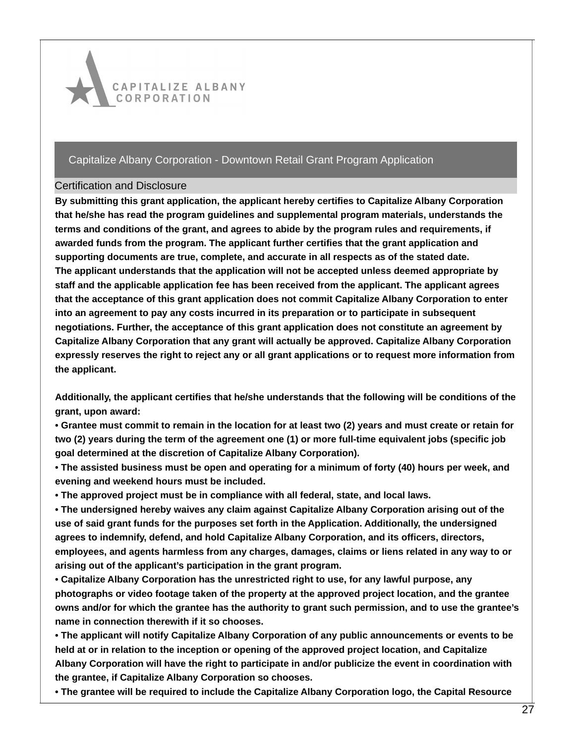CAPITALIZE ALBANY CORPORATION

## Capitalize Albany Corporation - Downtown Retail Grant Program Application

### Certification and Disclosure

**By submitting this grant application, the applicant hereby certifies to Capitalize Albany Corporation that he/she has read the program guidelines and supplemental program materials, understands the terms and conditions of the grant, and agrees to abide by the program rules and requirements, if awarded funds from the program. The applicant further certifies that the grant application and supporting documents are true, complete, and accurate in all respects as of the stated date.**
**The applicant understands that the application will not be accepted unless deemed appropriate by staff and the applicable application fee has been received from the applicant. The applicant agrees that the acceptance of this grant application does not commit Capitalize Albany Corporation to enter into an agreement to pay any costs incurred in its preparation or to participate in subsequent negotiations. Further, the acceptance of this grant application does not constitute an agreement by Capitalize Albany Corporation that any grant will actually be approved. Capitalize Albany Corporation expressly reserves the right to reject any or all grant applications or to request more information from the applicant.**

**Additionally, the applicant certifies that he/she understands that the following will be conditions of the grant, upon award:**

- **Grantee must commit to remain in the location for at least two (2) years and must create or retain for two (2) years during the term of the agreement one (1) or more full-time equivalent jobs (specific job goal determined at the discretion of Capitalize Albany Corporation).**
- **The assisted business must be open and operating for a minimum of forty (40) hours per week, and evening and weekend hours must be included.**
- **The approved project must be in compliance with all federal, state, and local laws.**
- **The undersigned hereby waives any claim against Capitalize Albany Corporation arising out of the use of said grant funds for the purposes set forth in the Application. Additionally, the undersigned agrees to indemnify, defend, and hold Capitalize Albany Corporation, and its officers, directors, employees, and agents harmless from any charges, damages, claims or liens related in any way to or arising out of the applicant's participation in the grant program.**
- **Capitalize Albany Corporation has the unrestricted right to use, for any lawful purpose, any photographs or video footage taken of the property at the approved project location, and the grantee owns and/or for which the grantee has the authority to grant such permission, and to use the grantee's name in connection therewith if it so chooses.**
- **The applicant will notify Capitalize Albany Corporation of any public announcements or events to be held at or in relation to the inception or opening of the approved project location, and Capitalize Albany Corporation will have the right to participate in and/or publicize the event in coordination with the grantee, if Capitalize Albany Corporation so chooses.**
- **The grantee will be required to include the Capitalize Albany Corporation logo, the Capital Resource**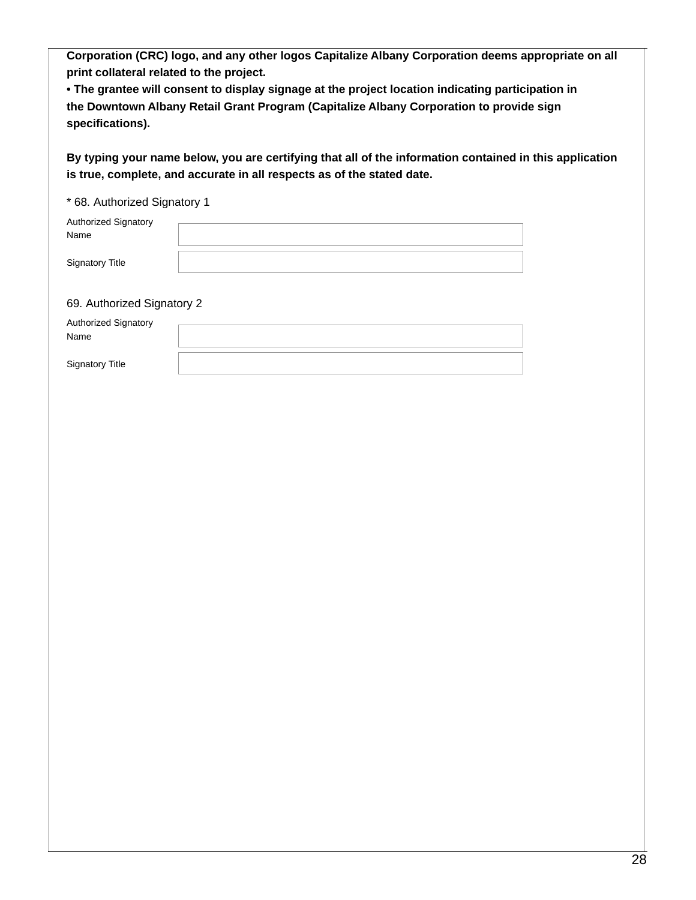**Corporation (CRC) logo, and any other logos Capitalize Albany Corporation deems appropriate on all print collateral related to the project.**

**• The grantee will consent to display signage at the project location indicating participation in the Downtown Albany Retail Grant Program (Capitalize Albany Corporation to provide sign specifications).**

**By typing your name below, you are certifying that all of the information contained in this application is true, complete, and accurate in all respects as of the stated date.**

\* 68. Authorized Signatory 1

| | |
|---|---|
| Authorized Signatory Name | |
| Signatory Title | |

69. Authorized Signatory 2

| | |
|---|---|
| Authorized Signatory Name | |
| Signatory Title | |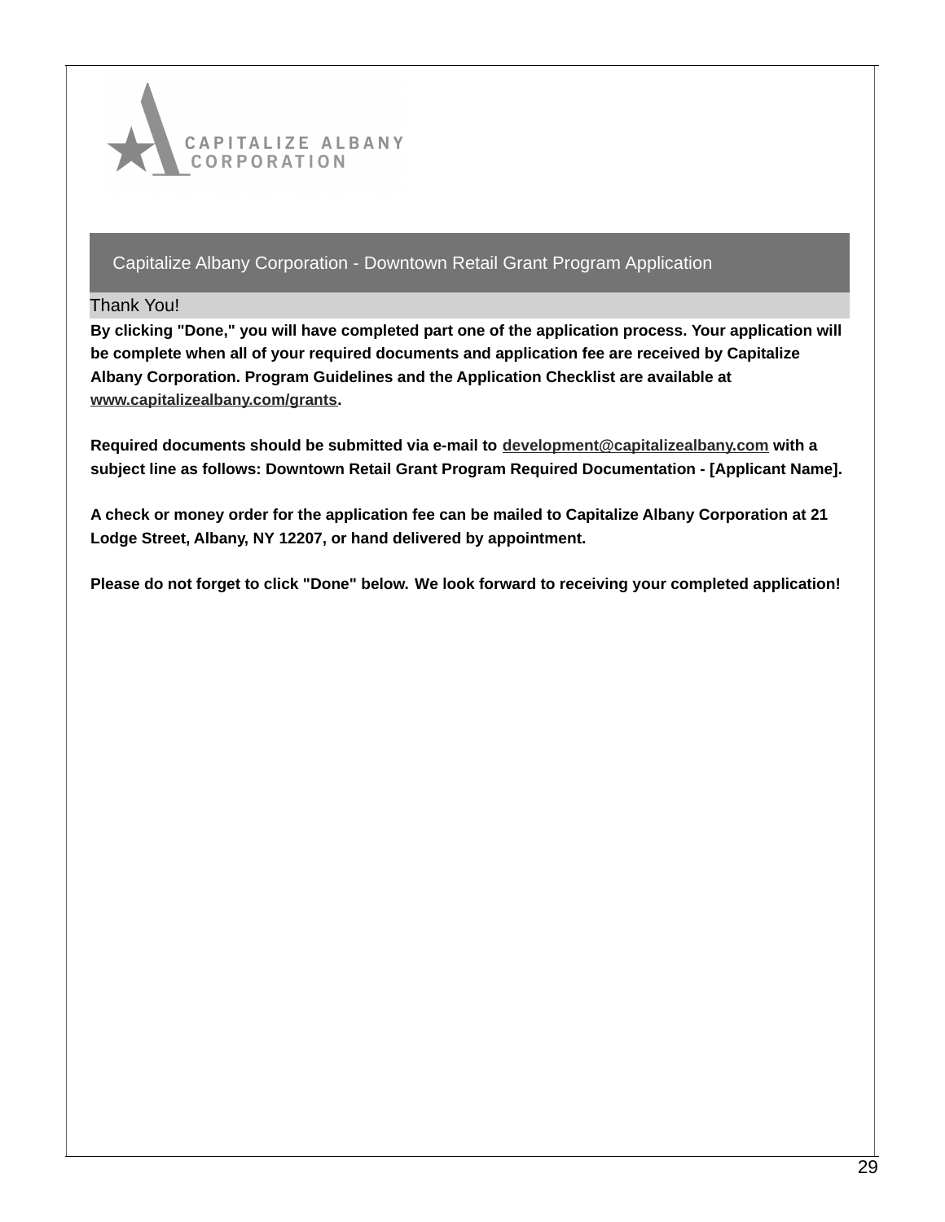Capitalize Albany Corporation - Downtown Retail Grant Program Application

## Thank You!

**By clicking "Done," you will have completed part one of the application process. Your application will be complete when all of your required documents and application fee are received by Capitalize Albany Corporation. Program Guidelines and the Application Checklist are available at www.capitalizealbany.com/grants.**

**Required documents should be submitted via e-mail to development@capitalizealbany.com with a subject line as follows: Downtown Retail Grant Program Required Documentation - [Applicant Name].**

**A check or money order for the application fee can be mailed to Capitalize Albany Corporation at 21 Lodge Street, Albany, NY 12207, or hand delivered by appointment.**

**Please do not forget to click "Done" below. We look forward to receiving your completed application!**